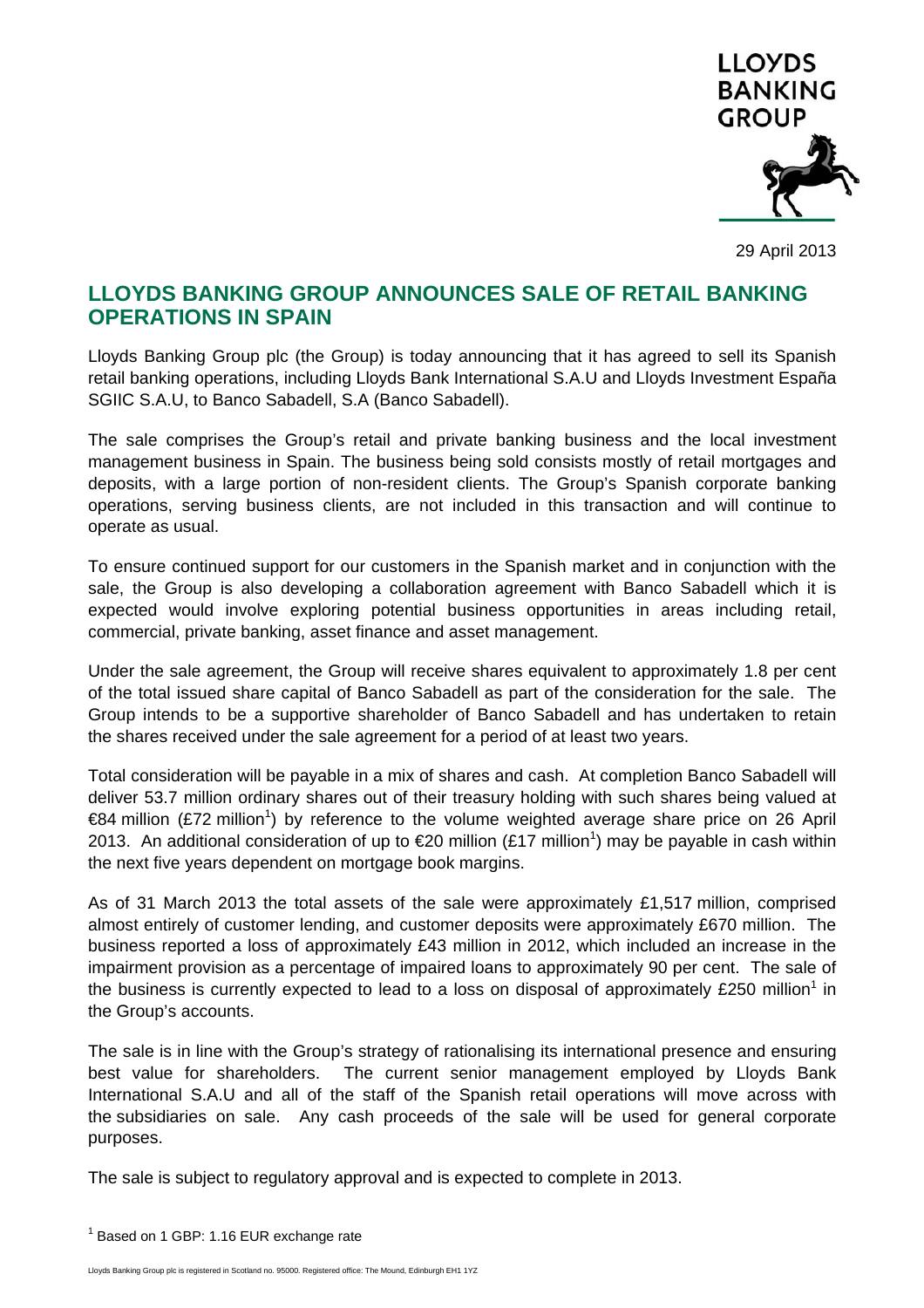LLOYDS BANKING GROUP

29 April 2013

# LLOYDS BANKING GROUP ANNOUNCES SALE OF RETAIL BANKING OPERATIONS IN SPAIN

Lloyds Banking Group plc (the Group) is today announcing that it has agreed to sell its Spanish retail banking operations, including Lloyds Bank International S.A.U and Lloyds Investment España SGIIC S.A.U, to Banco Sabadell, S.A (Banco Sabadell).

The sale comprises the Group's retail and private banking business and the local investment management business in Spain. The business being sold consists mostly of retail mortgages and deposits, with a large portion of non-resident clients. The Group's Spanish corporate banking operations, serving business clients, are not included in this transaction and will continue to operate as usual.

To ensure continued support for our customers in the Spanish market and in conjunction with the sale, the Group is also developing a collaboration agreement with Banco Sabadell which it is expected would involve exploring potential business opportunities in areas including retail, commercial, private banking, asset finance and asset management.

Under the sale agreement, the Group will receive shares equivalent to approximately 1.8 per cent of the total issued share capital of Banco Sabadell as part of the consideration for the sale. The Group intends to be a supportive shareholder of Banco Sabadell and has undertaken to retain the shares received under the sale agreement for a period of at least two years.

Total consideration will be payable in a mix of shares and cash. At completion Banco Sabadell will deliver 53.7 million ordinary shares out of their treasury holding with such shares being valued at €84 million (£72 million[1]) by reference to the volume weighted average share price on 26 April 2013. An additional consideration of up to €20 million (£17 million[1]) may be payable in cash within the next five years dependent on mortgage book margins.

As of 31 March 2013 the total assets of the sale were approximately £1,517 million, comprised almost entirely of customer lending, and customer deposits were approximately £670 million. The business reported a loss of approximately £43 million in 2012, which included an increase in the impairment provision as a percentage of impaired loans to approximately 90 per cent. The sale of the business is currently expected to lead to a loss on disposal of approximately £250 million[1] in the Group's accounts.

The sale is in line with the Group's strategy of rationalising its international presence and ensuring best value for shareholders. The current senior management employed by Lloyds Bank International S.A.U and all of the staff of the Spanish retail operations will move across with the subsidiaries on sale. Any cash proceeds of the sale will be used for general corporate purposes.

The sale is subject to regulatory approval and is expected to complete in 2013.

[1] Based on 1 GBP: 1.16 EUR exchange rate

Lloyds Banking Group plc is registered in Scotland no. 95000. Registered office: The Mound, Edinburgh EH1 1YZ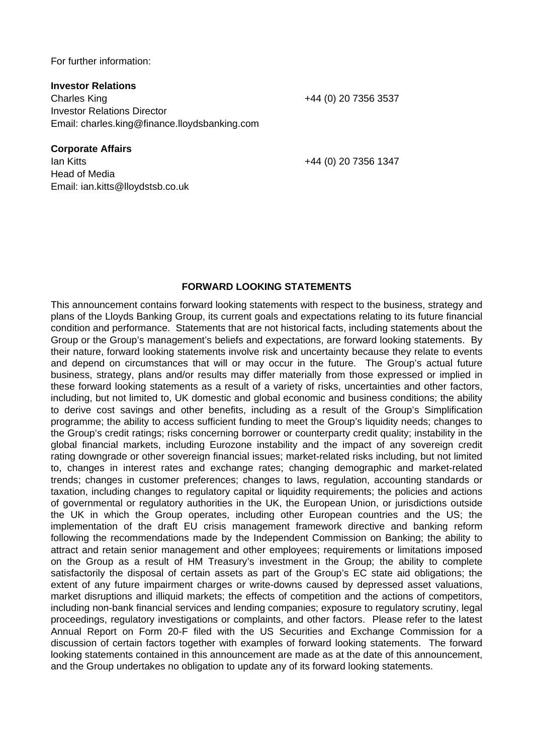For further information:

**Investor Relations**

Charles King +44 (0) 20 7356 3537
Investor Relations Director
Email: charles.king@finance.lloydsbanking.com

**Corporate Affairs**

Ian Kitts +44 (0) 20 7356 1347
Head of Media
Email: ian.kitts@lloydstsb.co.uk

**FORWARD LOOKING STATEMENTS**

This announcement contains forward looking statements with respect to the business, strategy and plans of the Lloyds Banking Group, its current goals and expectations relating to its future financial condition and performance. Statements that are not historical facts, including statements about the Group or the Group's management's beliefs and expectations, are forward looking statements. By their nature, forward looking statements involve risk and uncertainty because they relate to events and depend on circumstances that will or may occur in the future. The Group's actual future business, strategy, plans and/or results may differ materially from those expressed or implied in these forward looking statements as a result of a variety of risks, uncertainties and other factors, including, but not limited to, UK domestic and global economic and business conditions; the ability to derive cost savings and other benefits, including as a result of the Group's Simplification programme; the ability to access sufficient funding to meet the Group's liquidity needs; changes to the Group's credit ratings; risks concerning borrower or counterparty credit quality; instability in the global financial markets, including Eurozone instability and the impact of any sovereign credit rating downgrade or other sovereign financial issues; market-related risks including, but not limited to, changes in interest rates and exchange rates; changing demographic and market-related trends; changes in customer preferences; changes to laws, regulation, accounting standards or taxation, including changes to regulatory capital or liquidity requirements; the policies and actions of governmental or regulatory authorities in the UK, the European Union, or jurisdictions outside the UK in which the Group operates, including other European countries and the US; the implementation of the draft EU crisis management framework directive and banking reform following the recommendations made by the Independent Commission on Banking; the ability to attract and retain senior management and other employees; requirements or limitations imposed on the Group as a result of HM Treasury's investment in the Group; the ability to complete satisfactorily the disposal of certain assets as part of the Group's EC state aid obligations; the extent of any future impairment charges or write-downs caused by depressed asset valuations, market disruptions and illiquid markets; the effects of competition and the actions of competitors, including non-bank financial services and lending companies; exposure to regulatory scrutiny, legal proceedings, regulatory investigations or complaints, and other factors. Please refer to the latest Annual Report on Form 20-F filed with the US Securities and Exchange Commission for a discussion of certain factors together with examples of forward looking statements. The forward looking statements contained in this announcement are made as at the date of this announcement, and the Group undertakes no obligation to update any of its forward looking statements.